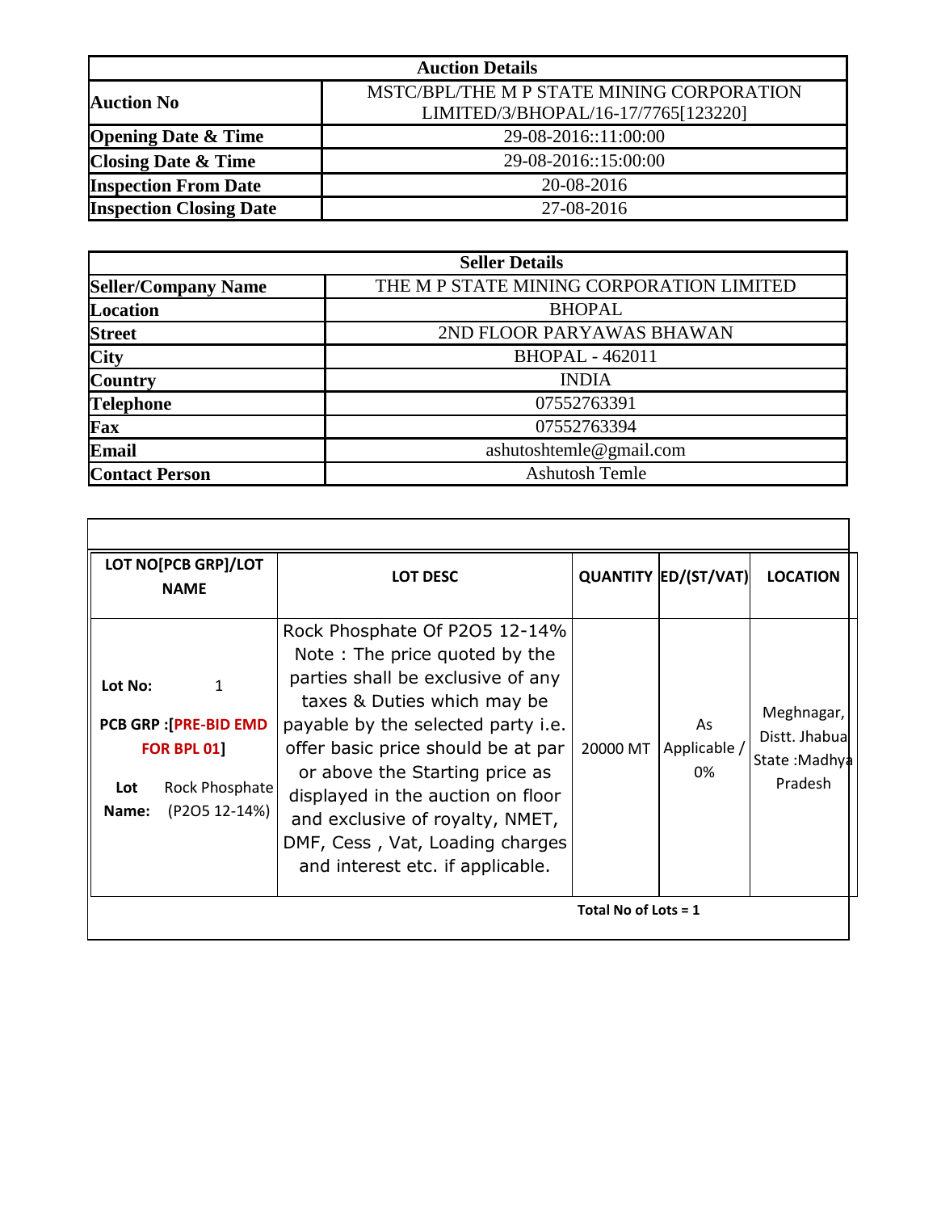| Auction Details | |
|---|---|
| **Auction No** | MSTC/BPL/THE M P STATE MINING CORPORATION LIMITED/3/BHOPAL/16-17/7765[123220] |
| **Opening Date & Time** | 29-08-2016::11:00:00 |
| **Closing Date & Time** | 29-08-2016::15:00:00 |
| **Inspection From Date** | 20-08-2016 |
| **Inspection Closing Date** | 27-08-2016 |

| Seller Details | |
|---|---|
| **Seller/Company Name** | THE M P STATE MINING CORPORATION LIMITED |
| **Location** | BHOPAL |
| **Street** | 2ND FLOOR PARYAWAS BHAWAN |
| **City** | BHOPAL - 462011 |
| **Country** | INDIA |
| **Telephone** | 07552763391 |
| **Fax** | 07552763394 |
| **Email** | ashutoshtemle@gmail.com |
| **Contact Person** | Ashutosh Temle |

| LOT NO[PCB GRP]/LOT NAME | LOT DESC | QUANTITY | ED/(ST/VAT) | LOCATION |
|---|---|---|---|---|
| **Lot No:** 1<br>**PCB GRP :[PRE-BID EMD FOR BPL 01]**<br>**Lot Name:** Rock Phosphate (P2O5 12-14%) | Rock Phosphate Of P2O5 12-14% Note : The price quoted by the parties shall be exclusive of any taxes & Duties which may be payable by the selected party i.e. offer basic price should be at par or above the Starting price as displayed in the auction on floor and exclusive of royalty, NMET, DMF, Cess , Vat, Loading charges and interest etc. if applicable. | 20000 MT | As Applicable / 0% | Meghnagar, Distt. Jhabua State :Madhya Pradesh |

**Total No of Lots = 1**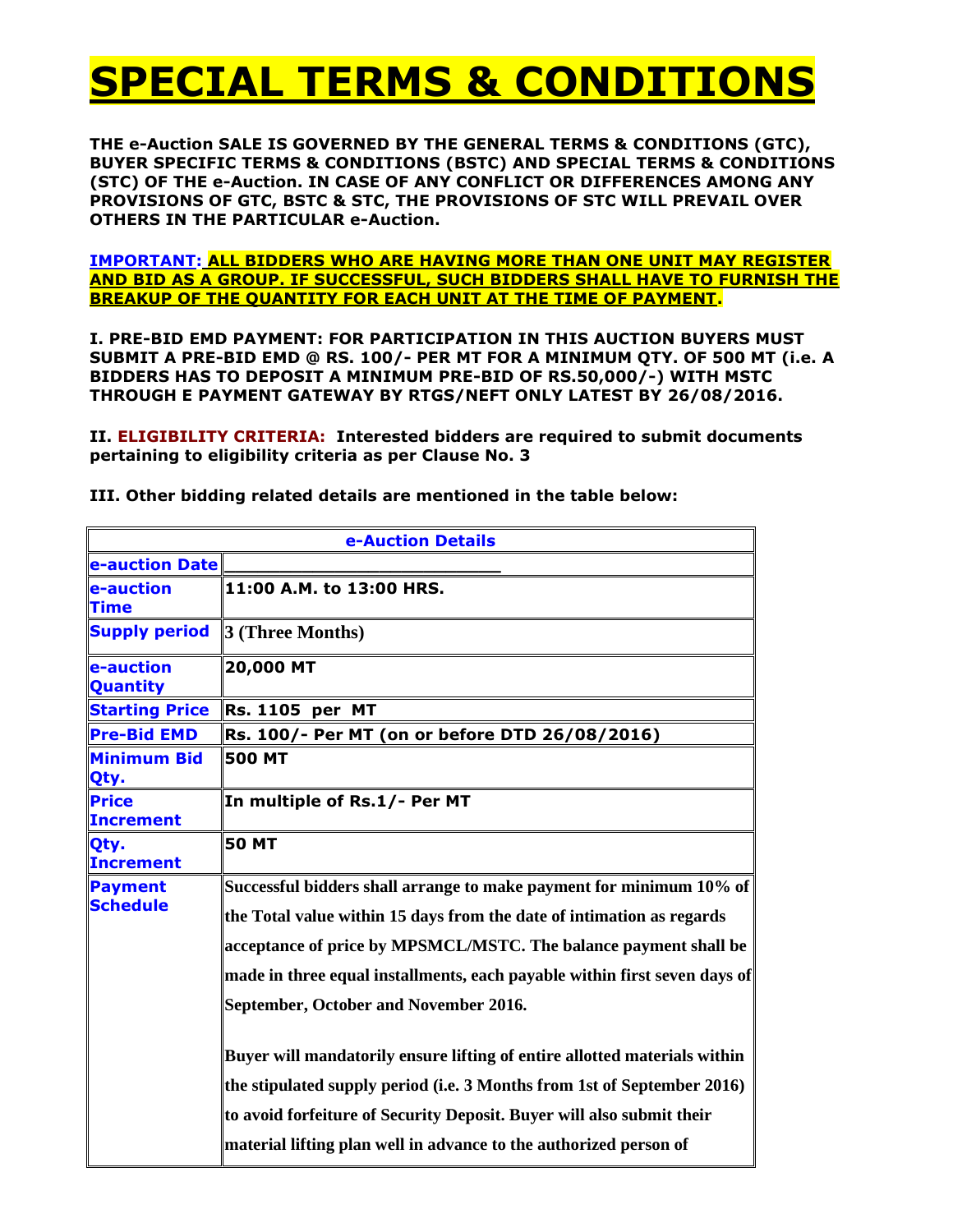# SPECIAL TERMS & CONDITIONS

**THE e-Auction SALE IS GOVERNED BY THE GENERAL TERMS & CONDITIONS (GTC), BUYER SPECIFIC TERMS & CONDITIONS (BSTC) AND SPECIAL TERMS & CONDITIONS (STC) OF THE e-Auction. IN CASE OF ANY CONFLICT OR DIFFERENCES AMONG ANY PROVISIONS OF GTC, BSTC & STC, THE PROVISIONS OF STC WILL PREVAIL OVER OTHERS IN THE PARTICULAR e-Auction.**

**IMPORTANT: ALL BIDDERS WHO ARE HAVING MORE THAN ONE UNIT MAY REGISTER AND BID AS A GROUP. IF SUCCESSFUL, SUCH BIDDERS SHALL HAVE TO FURNISH THE BREAKUP OF THE QUANTITY FOR EACH UNIT AT THE TIME OF PAYMENT.**

**I. PRE-BID EMD PAYMENT: FOR PARTICIPATION IN THIS AUCTION BUYERS MUST SUBMIT A PRE-BID EMD @ RS. 100/- PER MT FOR A MINIMUM QTY. OF 500 MT (i.e. A BIDDERS HAS TO DEPOSIT A MINIMUM PRE-BID OF RS.50,000/-) WITH MSTC THROUGH E PAYMENT GATEWAY BY RTGS/NEFT ONLY LATEST BY 26/08/2016.**

**II. ELIGIBILITY CRITERIA: Interested bidders are required to submit documents pertaining to eligibility criteria as per Clause No. 3**

**III. Other bidding related details are mentioned in the table below:**

| e-Auction Details | |
|---|---|
| e-auction Date | ________________________ |
| e-auction Time | 11:00 A.M. to 13:00 HRS. |
| Supply period | 3 (Three Months) |
| e-auction Quantity | 20,000 MT |
| Starting Price | Rs. 1105 per MT |
| Pre-Bid EMD | Rs. 100/- Per MT (on or before DTD 26/08/2016) |
| Minimum Bid Qty. | 500 MT |
| Price Increment | In multiple of Rs.1/- Per MT |
| Qty. Increment | 50 MT |
| Payment Schedule | Successful bidders shall arrange to make payment for minimum 10% of the Total value within 15 days from the date of intimation as regards acceptance of price by MPSMCL/MSTC. The balance payment shall be made in three equal installments, each payable within first seven days of September, October and November 2016.<br><br>Buyer will mandatorily ensure lifting of entire allotted materials within the stipulated supply period (i.e. 3 Months from 1st of September 2016) to avoid forfeiture of Security Deposit. Buyer will also submit their material lifting plan well in advance to the authorized person of |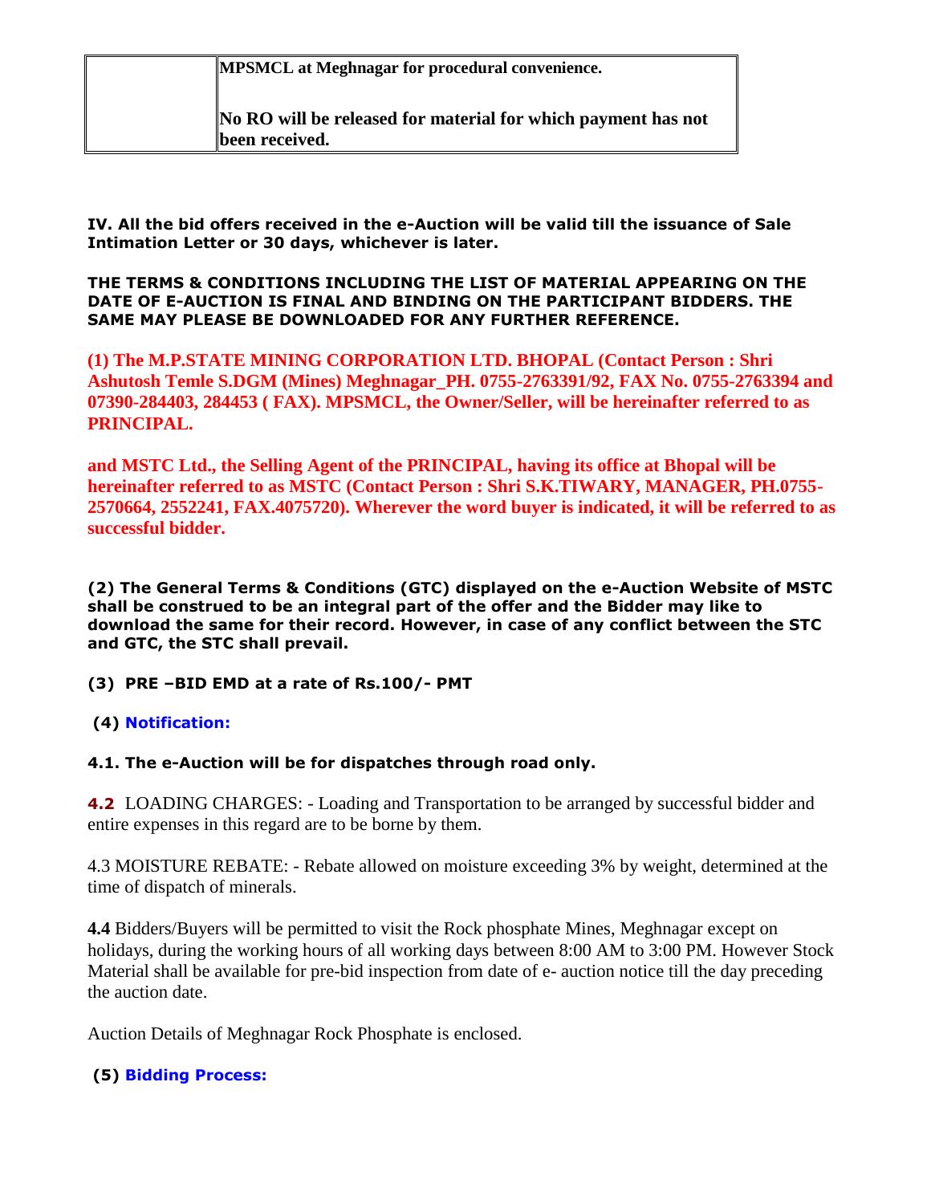|  | **MPSMCL at Meghnagar for procedural convenience.**<br><br>**No RO will be released for material for which payment has not been received.** |
|---|---|

**IV. All the bid offers received in the e-Auction will be valid till the issuance of Sale Intimation Letter or 30 days, whichever is later.**

**THE TERMS & CONDITIONS INCLUDING THE LIST OF MATERIAL APPEARING ON THE DATE OF E-AUCTION IS FINAL AND BINDING ON THE PARTICIPANT BIDDERS. THE SAME MAY PLEASE BE DOWNLOADED FOR ANY FURTHER REFERENCE.**

**(1) The M.P.STATE MINING CORPORATION LTD. BHOPAL (Contact Person : Shri Ashutosh Temle S.DGM (Mines) Meghnagar_PH. 0755-2763391/92, FAX No. 0755-2763394 and 07390-284403, 284453 ( FAX). MPSMCL, the Owner/Seller, will be hereinafter referred to as PRINCIPAL.**

**and MSTC Ltd., the Selling Agent of the PRINCIPAL, having its office at Bhopal will be hereinafter referred to as MSTC (Contact Person : Shri S.K.TIWARY, MANAGER, PH.0755-2570664, 2552241, FAX.4075720). Wherever the word buyer is indicated, it will be referred to as successful bidder.**

**(2) The General Terms & Conditions (GTC) displayed on the e-Auction Website of MSTC shall be construed to be an integral part of the offer and the Bidder may like to download the same for their record. However, in case of any conflict between the STC and GTC, the STC shall prevail.**

**(3) PRE –BID EMD at a rate of Rs.100/- PMT**

**(4) Notification:**

**4.1. The e-Auction will be for dispatches through road only.**

**4.2** LOADING CHARGES: - Loading and Transportation to be arranged by successful bidder and entire expenses in this regard are to be borne by them.

4.3 MOISTURE REBATE: - Rebate allowed on moisture exceeding 3% by weight, determined at the time of dispatch of minerals.

**4.4** Bidders/Buyers will be permitted to visit the Rock phosphate Mines, Meghnagar except on holidays, during the working hours of all working days between 8:00 AM to 3:00 PM. However Stock Material shall be available for pre-bid inspection from date of e- auction notice till the day preceding the auction date.

Auction Details of Meghnagar Rock Phosphate is enclosed.

**(5) Bidding Process:**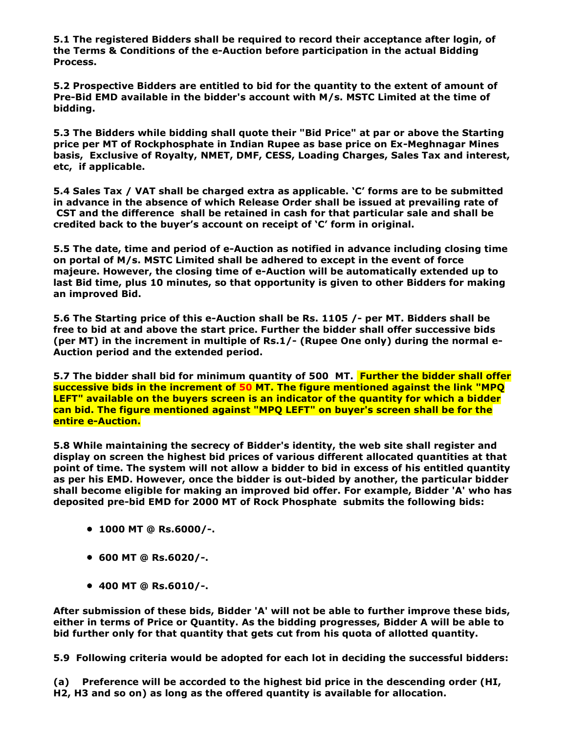**5.1 The registered Bidders shall be required to record their acceptance after login, of the Terms & Conditions of the e-Auction before participation in the actual Bidding Process.**

**5.2 Prospective Bidders are entitled to bid for the quantity to the extent of amount of Pre-Bid EMD available in the bidder's account with M/s. MSTC Limited at the time of bidding.**

**5.3 The Bidders while bidding shall quote their "Bid Price" at par or above the Starting price per MT of Rockphosphate in Indian Rupee as base price on Ex-Meghnagar Mines basis, Exclusive of Royalty, NMET, DMF, CESS, Loading Charges, Sales Tax and interest, etc, if applicable.**

**5.4 Sales Tax / VAT shall be charged extra as applicable. 'C' forms are to be submitted in advance in the absence of which Release Order shall be issued at prevailing rate of CST and the difference shall be retained in cash for that particular sale and shall be credited back to the buyer's account on receipt of 'C' form in original.**

**5.5 The date, time and period of e-Auction as notified in advance including closing time on portal of M/s. MSTC Limited shall be adhered to except in the event of force majeure. However, the closing time of e-Auction will be automatically extended up to last Bid time, plus 10 minutes, so that opportunity is given to other Bidders for making an improved Bid.**

**5.6 The Starting price of this e-Auction shall be Rs. 1105 /- per MT. Bidders shall be free to bid at and above the start price. Further the bidder shall offer successive bids (per MT) in the increment in multiple of Rs.1/- (Rupee One only) during the normal e-Auction period and the extended period.**

**5.7 The bidder shall bid for minimum quantity of 500 MT. Further the bidder shall offer successive bids in the increment of 50 MT. The figure mentioned against the link "MPQ LEFT" available on the buyers screen is an indicator of the quantity for which a bidder can bid. The figure mentioned against "MPQ LEFT" on buyer's screen shall be for the entire e-Auction.**

**5.8 While maintaining the secrecy of Bidder's identity, the web site shall register and display on screen the highest bid prices of various different allocated quantities at that point of time. The system will not allow a bidder to bid in excess of his entitled quantity as per his EMD. However, once the bidder is out-bided by another, the particular bidder shall become eligible for making an improved bid offer. For example, Bidder 'A' who has deposited pre-bid EMD for 2000 MT of Rock Phosphate submits the following bids:**

- **1000 MT @ Rs.6000/-.**
- **600 MT @ Rs.6020/-.**
- **400 MT @ Rs.6010/-.**

**After submission of these bids, Bidder 'A' will not be able to further improve these bids, either in terms of Price or Quantity. As the bidding progresses, Bidder A will be able to bid further only for that quantity that gets cut from his quota of allotted quantity.**

**5.9 Following criteria would be adopted for each lot in deciding the successful bidders:**

**(a) Preference will be accorded to the highest bid price in the descending order (HI, H2, H3 and so on) as long as the offered quantity is available for allocation.**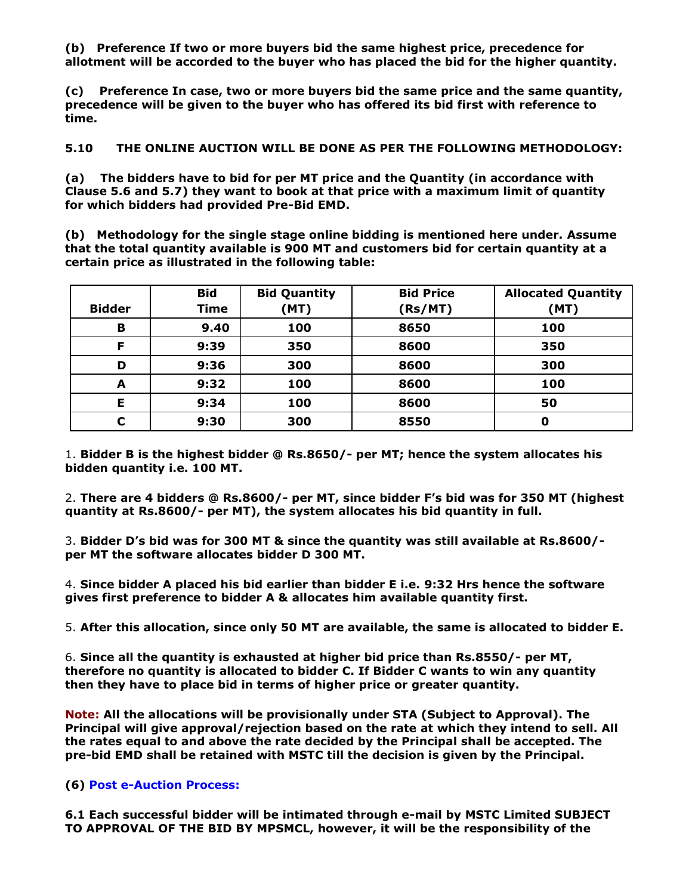**(b) Preference If two or more buyers bid the same highest price, precedence for allotment will be accorded to the buyer who has placed the bid for the higher quantity.**

**(c) Preference In case, two or more buyers bid the same price and the same quantity, precedence will be given to the buyer who has offered its bid first with reference to time.**

**5.10 THE ONLINE AUCTION WILL BE DONE AS PER THE FOLLOWING METHODOLOGY:**

**(a) The bidders have to bid for per MT price and the Quantity (in accordance with Clause 5.6 and 5.7) they want to book at that price with a maximum limit of quantity for which bidders had provided Pre-Bid EMD.**

**(b) Methodology for the single stage online bidding is mentioned here under. Assume that the total quantity available is 900 MT and customers bid for certain quantity at a certain price as illustrated in the following table:**

| Bidder | Bid Time | Bid Quantity (MT) | Bid Price (Rs/MT) | Allocated Quantity (MT) |
|---|---|---|---|---|
| B | 9.40 | 100 | 8650 | 100 |
| F | 9:39 | 350 | 8600 | 350 |
| D | 9:36 | 300 | 8600 | 300 |
| A | 9:32 | 100 | 8600 | 100 |
| E | 9:34 | 100 | 8600 | 50 |
| C | 9:30 | 300 | 8550 | 0 |

1. **Bidder B is the highest bidder @ Rs.8650/- per MT; hence the system allocates his bidden quantity i.e. 100 MT.**

2. **There are 4 bidders @ Rs.8600/- per MT, since bidder F's bid was for 350 MT (highest quantity at Rs.8600/- per MT), the system allocates his bid quantity in full.**

3. **Bidder D's bid was for 300 MT & since the quantity was still available at Rs.8600/- per MT the software allocates bidder D 300 MT.**

4. **Since bidder A placed his bid earlier than bidder E i.e. 9:32 Hrs hence the software gives first preference to bidder A & allocates him available quantity first.**

5. **After this allocation, since only 50 MT are available, the same is allocated to bidder E.**

6. **Since all the quantity is exhausted at higher bid price than Rs.8550/- per MT, therefore no quantity is allocated to bidder C. If Bidder C wants to win any quantity then they have to place bid in terms of higher price or greater quantity.**

**Note: All the allocations will be provisionally under STA (Subject to Approval). The Principal will give approval/rejection based on the rate at which they intend to sell. All the rates equal to and above the rate decided by the Principal shall be accepted. The pre-bid EMD shall be retained with MSTC till the decision is given by the Principal.**

**(6) Post e-Auction Process:**

**6.1 Each successful bidder will be intimated through e-mail by MSTC Limited SUBJECT TO APPROVAL OF THE BID BY MPSMCL, however, it will be the responsibility of the**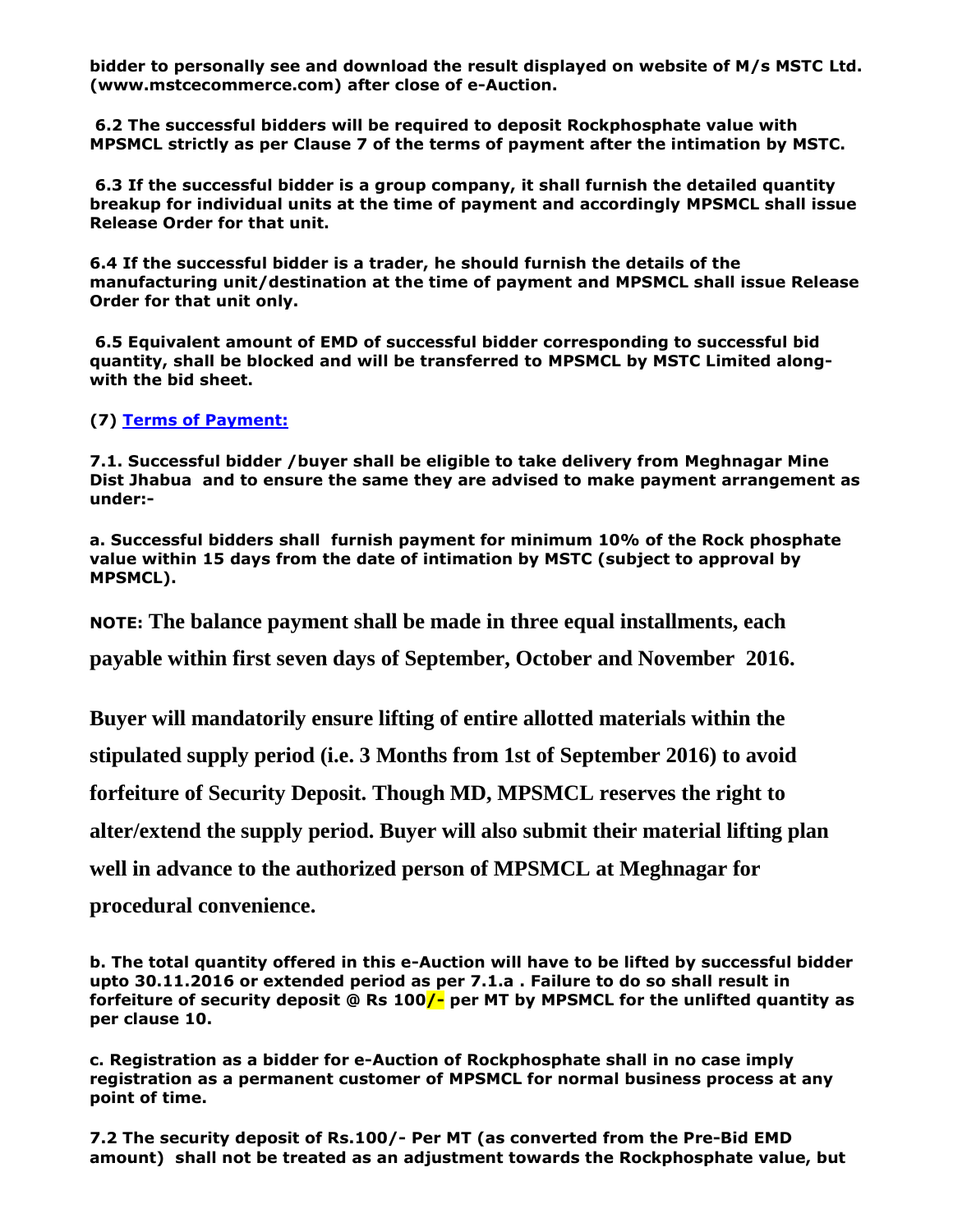**bidder to personally see and download the result displayed on website of M/s MSTC Ltd. (www.mstcecommerce.com) after close of e-Auction.**

**6.2 The successful bidders will be required to deposit Rockphosphate value with MPSMCL strictly as per Clause 7 of the terms of payment after the intimation by MSTC.**

**6.3 If the successful bidder is a group company, it shall furnish the detailed quantity breakup for individual units at the time of payment and accordingly MPSMCL shall issue Release Order for that unit.**

**6.4 If the successful bidder is a trader, he should furnish the details of the manufacturing unit/destination at the time of payment and MPSMCL shall issue Release Order for that unit only.**

**6.5 Equivalent amount of EMD of successful bidder corresponding to successful bid quantity, shall be blocked and will be transferred to MPSMCL by MSTC Limited along-with the bid sheet.**

**(7) Terms of Payment:**

**7.1. Successful bidder /buyer shall be eligible to take delivery from Meghnagar Mine Dist Jhabua and to ensure the same they are advised to make payment arrangement as under:-**

**a. Successful bidders shall furnish payment for minimum 10% of the Rock phosphate value within 15 days from the date of intimation by MSTC (subject to approval by MPSMCL).**

**NOTE: The balance payment shall be made in three equal installments, each payable within first seven days of September, October and November 2016.**

**Buyer will mandatorily ensure lifting of entire allotted materials within the stipulated supply period (i.e. 3 Months from 1st of September 2016) to avoid forfeiture of Security Deposit. Though MD, MPSMCL reserves the right to alter/extend the supply period. Buyer will also submit their material lifting plan well in advance to the authorized person of MPSMCL at Meghnagar for procedural convenience.**

**b. The total quantity offered in this e-Auction will have to be lifted by successful bidder upto 30.11.2016 or extended period as per 7.1.a . Failure to do so shall result in forfeiture of security deposit @ Rs 100/- per MT by MPSMCL for the unlifted quantity as per clause 10.**

**c. Registration as a bidder for e-Auction of Rockphosphate shall in no case imply registration as a permanent customer of MPSMCL for normal business process at any point of time.**

**7.2 The security deposit of Rs.100/- Per MT (as converted from the Pre-Bid EMD amount) shall not be treated as an adjustment towards the Rockphosphate value, but**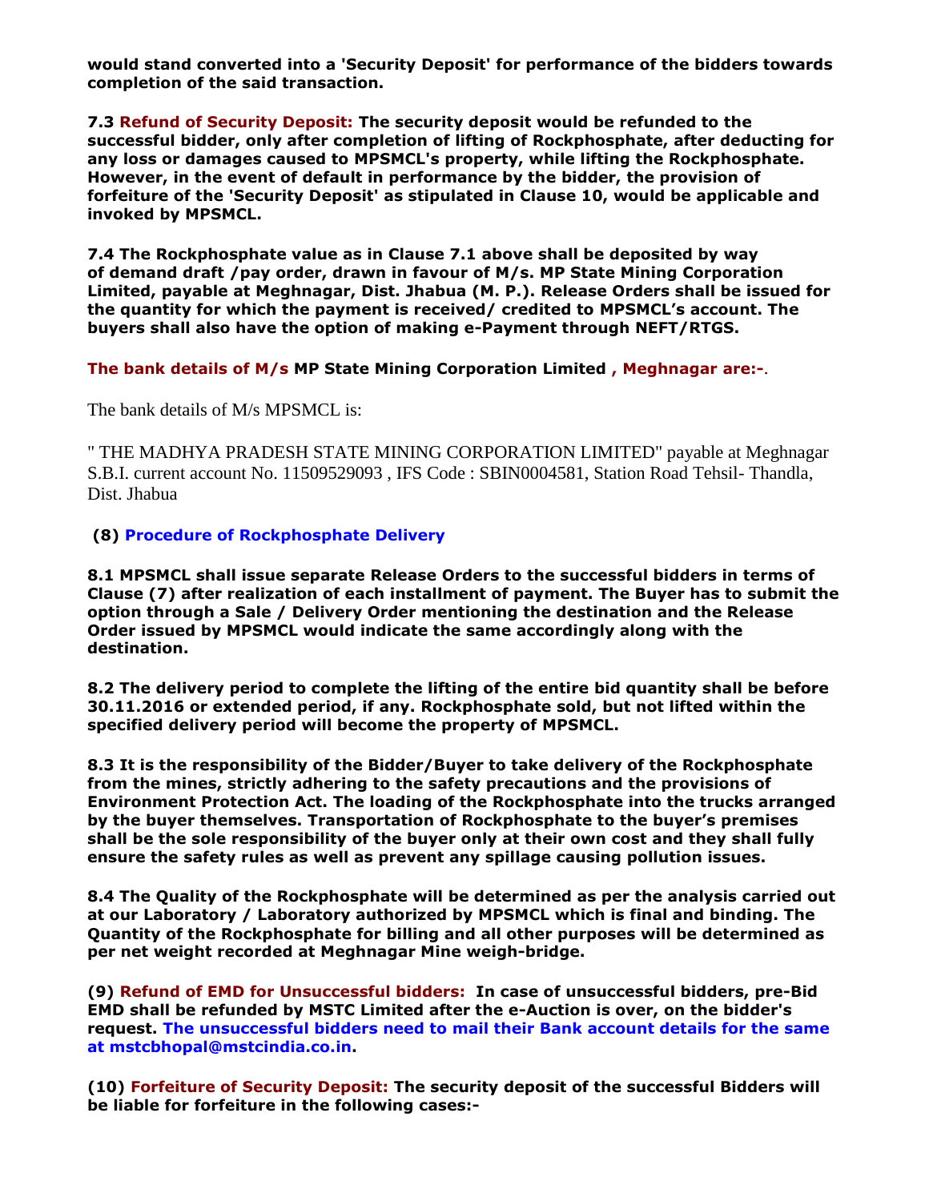**would stand converted into a 'Security Deposit' for performance of the bidders towards completion of the said transaction.**

**7.3 Refund of Security Deposit: The security deposit would be refunded to the successful bidder, only after completion of lifting of Rockphosphate, after deducting for any loss or damages caused to MPSMCL's property, while lifting the Rockphosphate. However, in the event of default in performance by the bidder, the provision of forfeiture of the 'Security Deposit' as stipulated in Clause 10, would be applicable and invoked by MPSMCL.**

**7.4 The Rockphosphate value as in Clause 7.1 above shall be deposited by way of demand draft /pay order, drawn in favour of M/s. MP State Mining Corporation Limited, payable at Meghnagar, Dist. Jhabua (M. P.). Release Orders shall be issued for the quantity for which the payment is received/ credited to MPSMCL's account. The buyers shall also have the option of making e-Payment through NEFT/RTGS.**

**The bank details of M/s MP State Mining Corporation Limited , Meghnagar are:-**.

The bank details of M/s MPSMCL is:

" THE MADHYA PRADESH STATE MINING CORPORATION LIMITED" payable at Meghnagar S.B.I. current account No. 11509529093 , IFS Code : SBIN0004581, Station Road Tehsil- Thandla, Dist. Jhabua

## (8) Procedure of Rockphosphate Delivery

**8.1 MPSMCL shall issue separate Release Orders to the successful bidders in terms of Clause (7) after realization of each installment of payment. The Buyer has to submit the option through a Sale / Delivery Order mentioning the destination and the Release Order issued by MPSMCL would indicate the same accordingly along with the destination.**

**8.2 The delivery period to complete the lifting of the entire bid quantity shall be before 30.11.2016 or extended period, if any. Rockphosphate sold, but not lifted within the specified delivery period will become the property of MPSMCL.**

**8.3 It is the responsibility of the Bidder/Buyer to take delivery of the Rockphosphate from the mines, strictly adhering to the safety precautions and the provisions of Environment Protection Act. The loading of the Rockphosphate into the trucks arranged by the buyer themselves. Transportation of Rockphosphate to the buyer's premises shall be the sole responsibility of the buyer only at their own cost and they shall fully ensure the safety rules as well as prevent any spillage causing pollution issues.**

**8.4 The Quality of the Rockphosphate will be determined as per the analysis carried out at our Laboratory / Laboratory authorized by MPSMCL which is final and binding. The Quantity of the Rockphosphate for billing and all other purposes will be determined as per net weight recorded at Meghnagar Mine weigh-bridge.**

**(9) Refund of EMD for Unsuccessful bidders: In case of unsuccessful bidders, pre-Bid EMD shall be refunded by MSTC Limited after the e-Auction is over, on the bidder's request. The unsuccessful bidders need to mail their Bank account details for the same at mstcbhopal@mstcindia.co.in.**

**(10) Forfeiture of Security Deposit: The security deposit of the successful Bidders will be liable for forfeiture in the following cases:-**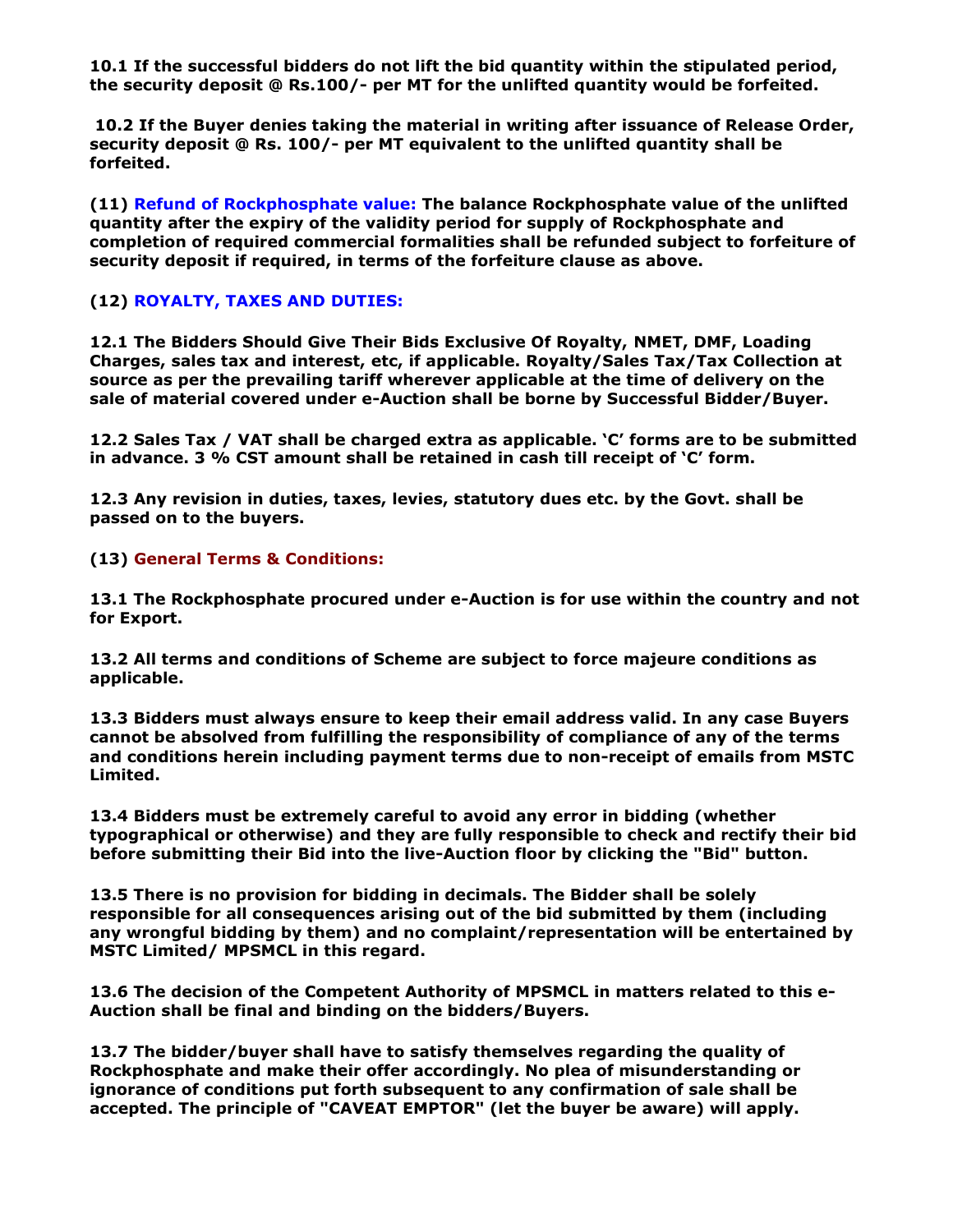**10.1 If the successful bidders do not lift the bid quantity within the stipulated period, the security deposit @ Rs.100/- per MT for the unlifted quantity would be forfeited.**

**10.2 If the Buyer denies taking the material in writing after issuance of Release Order, security deposit @ Rs. 100/- per MT equivalent to the unlifted quantity shall be forfeited.**

**(11) Refund of Rockphosphate value: The balance Rockphosphate value of the unlifted quantity after the expiry of the validity period for supply of Rockphosphate and completion of required commercial formalities shall be refunded subject to forfeiture of security deposit if required, in terms of the forfeiture clause as above.**

## (12) ROYALTY, TAXES AND DUTIES:

**12.1 The Bidders Should Give Their Bids Exclusive Of Royalty, NMET, DMF, Loading Charges, sales tax and interest, etc, if applicable. Royalty/Sales Tax/Tax Collection at source as per the prevailing tariff wherever applicable at the time of delivery on the sale of material covered under e-Auction shall be borne by Successful Bidder/Buyer.**

**12.2 Sales Tax / VAT shall be charged extra as applicable. 'C' forms are to be submitted in advance. 3 % CST amount shall be retained in cash till receipt of 'C' form.**

**12.3 Any revision in duties, taxes, levies, statutory dues etc. by the Govt. shall be passed on to the buyers.**

## (13) General Terms & Conditions:

**13.1 The Rockphosphate procured under e-Auction is for use within the country and not for Export.**

**13.2 All terms and conditions of Scheme are subject to force majeure conditions as applicable.**

**13.3 Bidders must always ensure to keep their email address valid. In any case Buyers cannot be absolved from fulfilling the responsibility of compliance of any of the terms and conditions herein including payment terms due to non-receipt of emails from MSTC Limited.**

**13.4 Bidders must be extremely careful to avoid any error in bidding (whether typographical or otherwise) and they are fully responsible to check and rectify their bid before submitting their Bid into the live-Auction floor by clicking the "Bid" button.**

**13.5 There is no provision for bidding in decimals. The Bidder shall be solely responsible for all consequences arising out of the bid submitted by them (including any wrongful bidding by them) and no complaint/representation will be entertained by MSTC Limited/ MPSMCL in this regard.**

**13.6 The decision of the Competent Authority of MPSMCL in matters related to this e-Auction shall be final and binding on the bidders/Buyers.**

**13.7 The bidder/buyer shall have to satisfy themselves regarding the quality of Rockphosphate and make their offer accordingly. No plea of misunderstanding or ignorance of conditions put forth subsequent to any confirmation of sale shall be accepted. The principle of "CAVEAT EMPTOR" (let the buyer be aware) will apply.**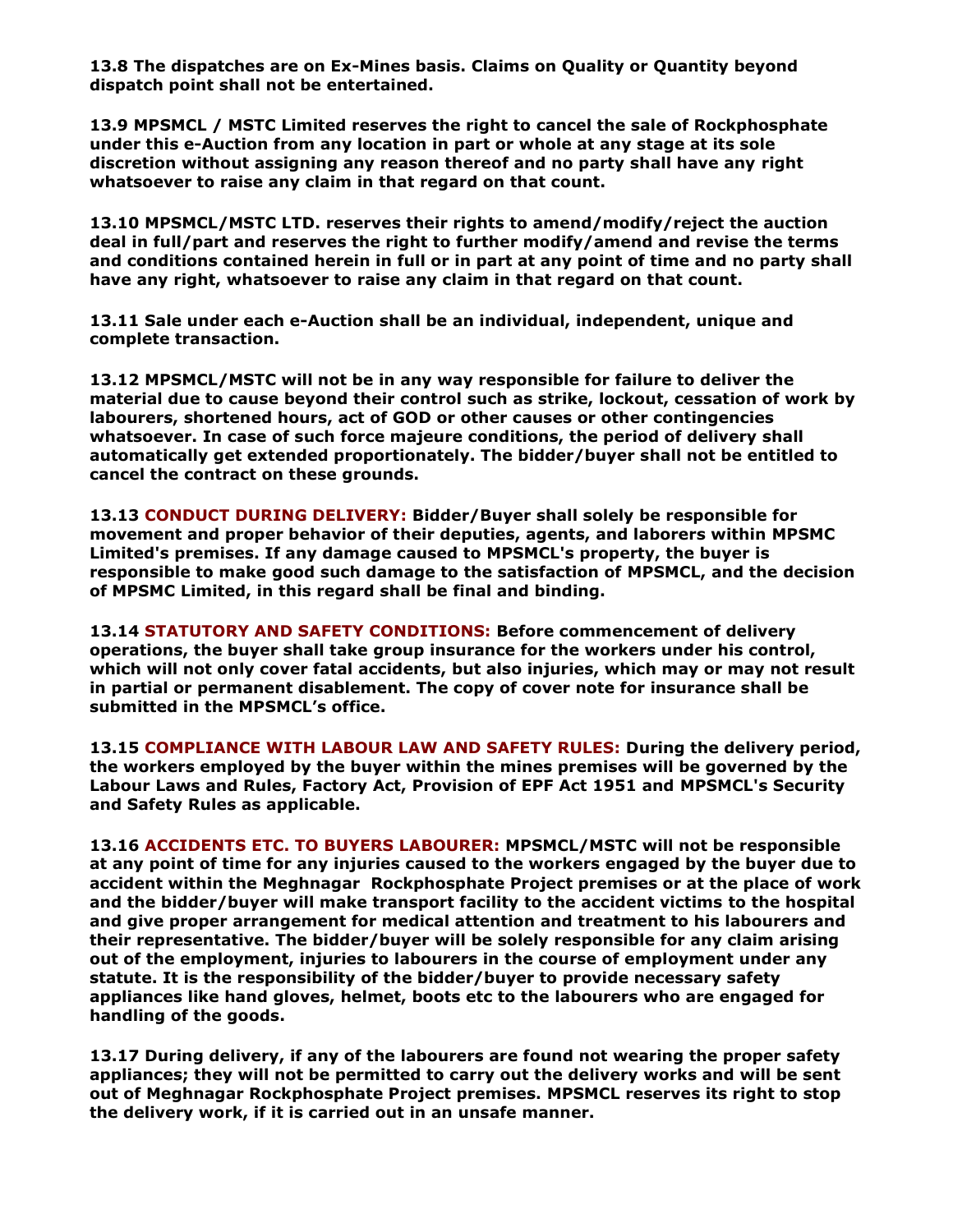**13.8 The dispatches are on Ex-Mines basis. Claims on Quality or Quantity beyond dispatch point shall not be entertained.**

**13.9 MPSMCL / MSTC Limited reserves the right to cancel the sale of Rockphosphate under this e-Auction from any location in part or whole at any stage at its sole discretion without assigning any reason thereof and no party shall have any right whatsoever to raise any claim in that regard on that count.**

**13.10 MPSMCL/MSTC LTD. reserves their rights to amend/modify/reject the auction deal in full/part and reserves the right to further modify/amend and revise the terms and conditions contained herein in full or in part at any point of time and no party shall have any right, whatsoever to raise any claim in that regard on that count.**

**13.11 Sale under each e-Auction shall be an individual, independent, unique and complete transaction.**

**13.12 MPSMCL/MSTC will not be in any way responsible for failure to deliver the material due to cause beyond their control such as strike, lockout, cessation of work by labourers, shortened hours, act of GOD or other causes or other contingencies whatsoever. In case of such force majeure conditions, the period of delivery shall automatically get extended proportionately. The bidder/buyer shall not be entitled to cancel the contract on these grounds.**

**13.13 CONDUCT DURING DELIVERY: Bidder/Buyer shall solely be responsible for movement and proper behavior of their deputies, agents, and laborers within MPSMC Limited's premises. If any damage caused to MPSMCL's property, the buyer is responsible to make good such damage to the satisfaction of MPSMCL, and the decision of MPSMC Limited, in this regard shall be final and binding.**

**13.14 STATUTORY AND SAFETY CONDITIONS: Before commencement of delivery operations, the buyer shall take group insurance for the workers under his control, which will not only cover fatal accidents, but also injuries, which may or may not result in partial or permanent disablement. The copy of cover note for insurance shall be submitted in the MPSMCL's office.**

**13.15 COMPLIANCE WITH LABOUR LAW AND SAFETY RULES: During the delivery period, the workers employed by the buyer within the mines premises will be governed by the Labour Laws and Rules, Factory Act, Provision of EPF Act 1951 and MPSMCL's Security and Safety Rules as applicable.**

**13.16 ACCIDENTS ETC. TO BUYERS LABOURER: MPSMCL/MSTC will not be responsible at any point of time for any injuries caused to the workers engaged by the buyer due to accident within the Meghnagar Rockphosphate Project premises or at the place of work and the bidder/buyer will make transport facility to the accident victims to the hospital and give proper arrangement for medical attention and treatment to his labourers and their representative. The bidder/buyer will be solely responsible for any claim arising out of the employment, injuries to labourers in the course of employment under any statute. It is the responsibility of the bidder/buyer to provide necessary safety appliances like hand gloves, helmet, boots etc to the labourers who are engaged for handling of the goods.**

**13.17 During delivery, if any of the labourers are found not wearing the proper safety appliances; they will not be permitted to carry out the delivery works and will be sent out of Meghnagar Rockphosphate Project premises. MPSMCL reserves its right to stop the delivery work, if it is carried out in an unsafe manner.**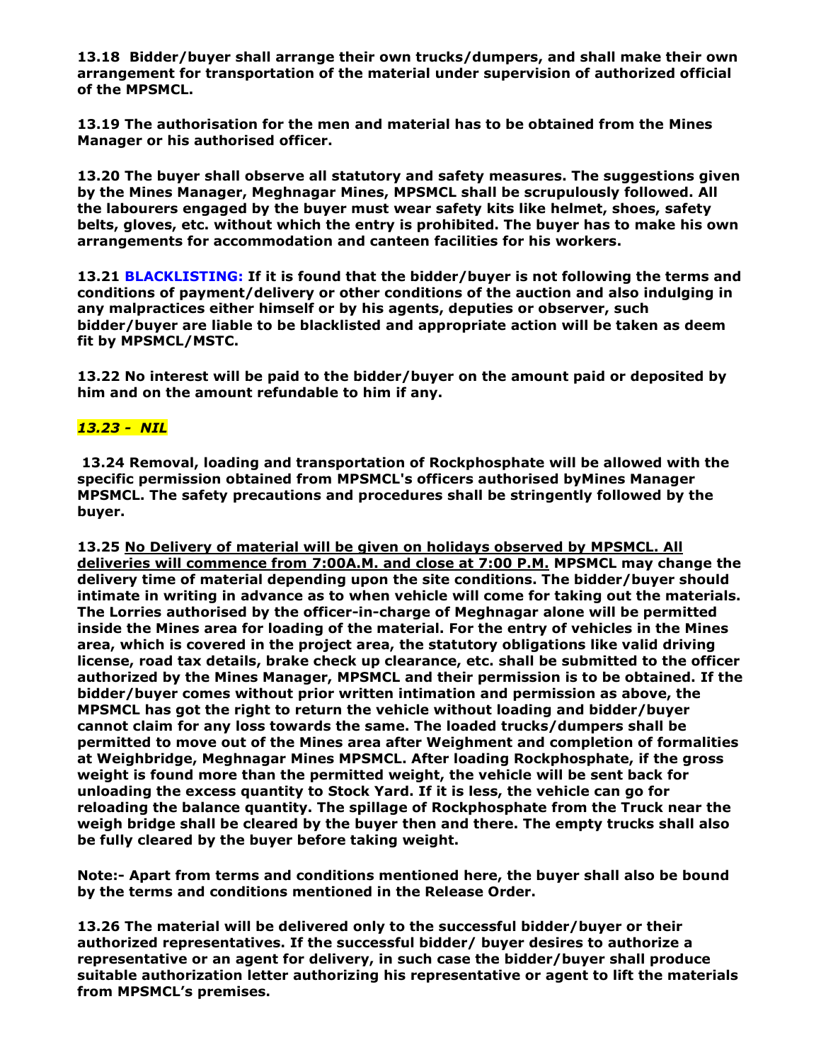**13.18 Bidder/buyer shall arrange their own trucks/dumpers, and shall make their own arrangement for transportation of the material under supervision of authorized official of the MPSMCL.**

**13.19 The authorisation for the men and material has to be obtained from the Mines Manager or his authorised officer.**

**13.20 The buyer shall observe all statutory and safety measures. The suggestions given by the Mines Manager, Meghnagar Mines, MPSMCL shall be scrupulously followed. All the labourers engaged by the buyer must wear safety kits like helmet, shoes, safety belts, gloves, etc. without which the entry is prohibited. The buyer has to make his own arrangements for accommodation and canteen facilities for his workers.**

**13.21 BLACKLISTING: If it is found that the bidder/buyer is not following the terms and conditions of payment/delivery or other conditions of the auction and also indulging in any malpractices either himself or by his agents, deputies or observer, such bidder/buyer are liable to be blacklisted and appropriate action will be taken as deem fit by MPSMCL/MSTC.**

**13.22 No interest will be paid to the bidder/buyer on the amount paid or deposited by him and on the amount refundable to him if any.**

***13.23 - NIL***

**13.24 Removal, loading and transportation of Rockphosphate will be allowed with the specific permission obtained from MPSMCL's officers authorised byMines Manager MPSMCL. The safety precautions and procedures shall be stringently followed by the buyer.**

**13.25 No Delivery of material will be given on holidays observed by MPSMCL. All deliveries will commence from 7:00A.M. and close at 7:00 P.M. MPSMCL may change the delivery time of material depending upon the site conditions. The bidder/buyer should intimate in writing in advance as to when vehicle will come for taking out the materials. The Lorries authorised by the officer-in-charge of Meghnagar alone will be permitted inside the Mines area for loading of the material. For the entry of vehicles in the Mines area, which is covered in the project area, the statutory obligations like valid driving license, road tax details, brake check up clearance, etc. shall be submitted to the officer authorized by the Mines Manager, MPSMCL and their permission is to be obtained. If the bidder/buyer comes without prior written intimation and permission as above, the MPSMCL has got the right to return the vehicle without loading and bidder/buyer cannot claim for any loss towards the same. The loaded trucks/dumpers shall be permitted to move out of the Mines area after Weighment and completion of formalities at Weighbridge, Meghnagar Mines MPSMCL. After loading Rockphosphate, if the gross weight is found more than the permitted weight, the vehicle will be sent back for unloading the excess quantity to Stock Yard. If it is less, the vehicle can go for reloading the balance quantity. The spillage of Rockphosphate from the Truck near the weigh bridge shall be cleared by the buyer then and there. The empty trucks shall also be fully cleared by the buyer before taking weight.**

**Note:- Apart from terms and conditions mentioned here, the buyer shall also be bound by the terms and conditions mentioned in the Release Order.**

**13.26 The material will be delivered only to the successful bidder/buyer or their authorized representatives. If the successful bidder/ buyer desires to authorize a representative or an agent for delivery, in such case the bidder/buyer shall produce suitable authorization letter authorizing his representative or agent to lift the materials from MPSMCL's premises.**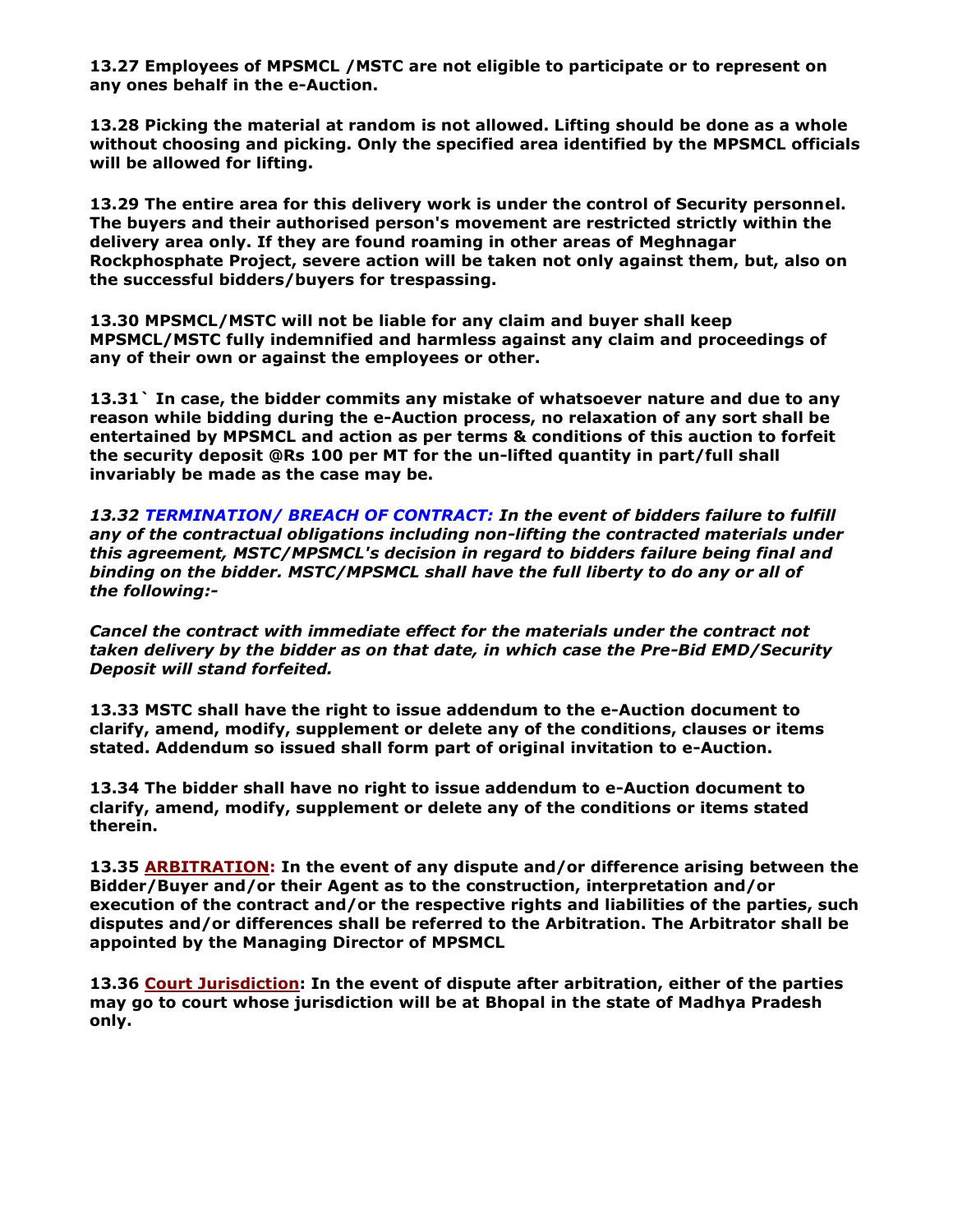**13.27 Employees of MPSMCL /MSTC are not eligible to participate or to represent on any ones behalf in the e-Auction.**

**13.28 Picking the material at random is not allowed. Lifting should be done as a whole without choosing and picking. Only the specified area identified by the MPSMCL officials will be allowed for lifting.**

**13.29 The entire area for this delivery work is under the control of Security personnel. The buyers and their authorised person's movement are restricted strictly within the delivery area only. If they are found roaming in other areas of Meghnagar Rockphosphate Project, severe action will be taken not only against them, but, also on the successful bidders/buyers for trespassing.**

**13.30 MPSMCL/MSTC will not be liable for any claim and buyer shall keep MPSMCL/MSTC fully indemnified and harmless against any claim and proceedings of any of their own or against the employees or other.**

**13.31` In case, the bidder commits any mistake of whatsoever nature and due to any reason while bidding during the e-Auction process, no relaxation of any sort shall be entertained by MPSMCL and action as per terms & conditions of this auction to forfeit the security deposit @Rs 100 per MT for the un-lifted quantity in part/full shall invariably be made as the case may be.**

***13.32 TERMINATION/ BREACH OF CONTRACT: In the event of bidders failure to fulfill any of the contractual obligations including non-lifting the contracted materials under this agreement, MSTC/MPSMCL's decision in regard to bidders failure being final and binding on the bidder. MSTC/MPSMCL shall have the full liberty to do any or all of the following:-***

***Cancel the contract with immediate effect for the materials under the contract not taken delivery by the bidder as on that date, in which case the Pre-Bid EMD/Security Deposit will stand forfeited.***

**13.33 MSTC shall have the right to issue addendum to the e-Auction document to clarify, amend, modify, supplement or delete any of the conditions, clauses or items stated. Addendum so issued shall form part of original invitation to e-Auction.**

**13.34 The bidder shall have no right to issue addendum to e-Auction document to clarify, amend, modify, supplement or delete any of the conditions or items stated therein.**

**13.35 ARBITRATION: In the event of any dispute and/or difference arising between the Bidder/Buyer and/or their Agent as to the construction, interpretation and/or execution of the contract and/or the respective rights and liabilities of the parties, such disputes and/or differences shall be referred to the Arbitration. The Arbitrator shall be appointed by the Managing Director of MPSMCL**

**13.36 Court Jurisdiction: In the event of dispute after arbitration, either of the parties may go to court whose jurisdiction will be at Bhopal in the state of Madhya Pradesh only.**